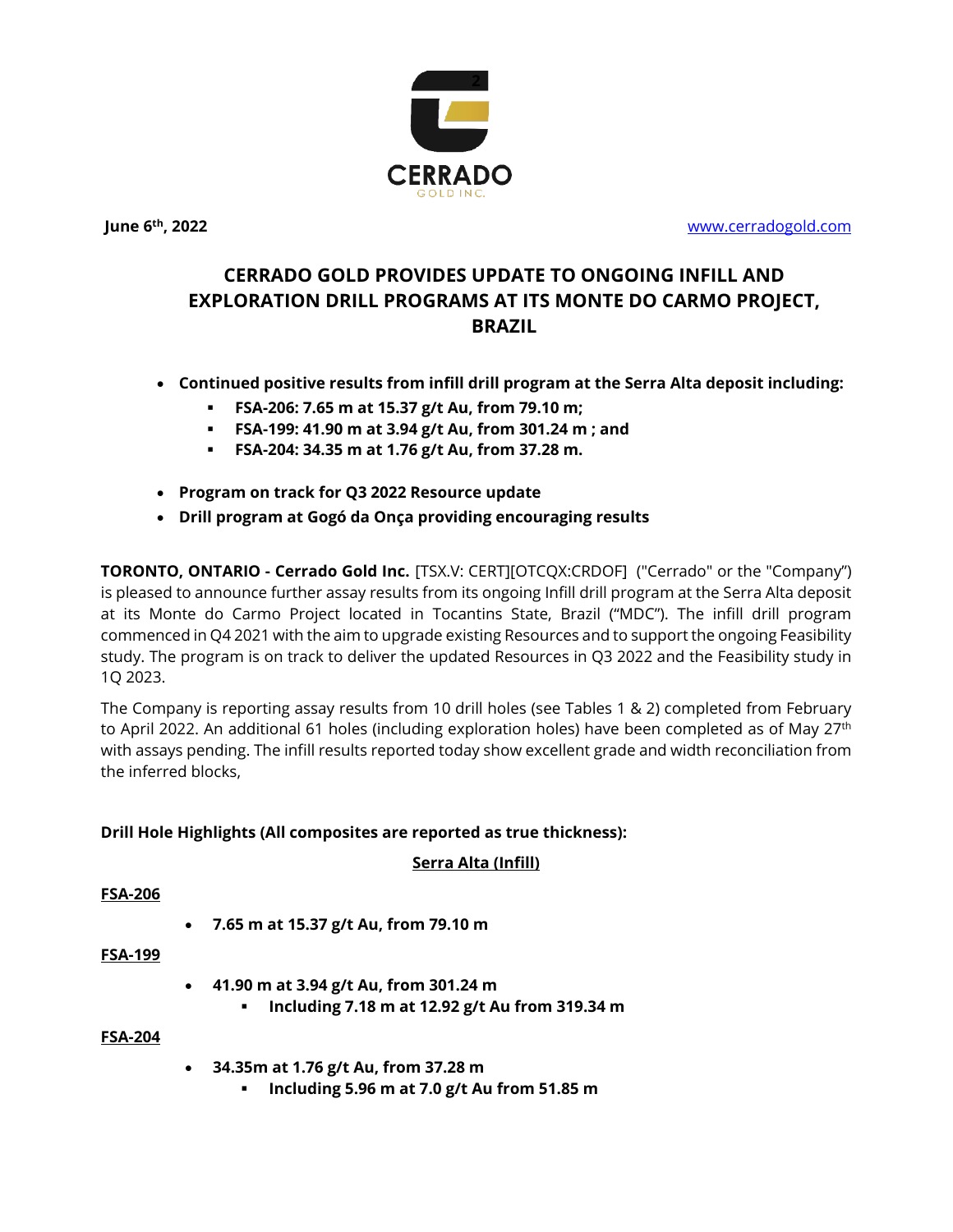CERRADO
GOLD INC.

**June 6th, 2022** www.cerradogold.com

# CERRADO GOLD PROVIDES UPDATE TO ONGOING INFILL AND EXPLORATION DRILL PROGRAMS AT ITS MONTE DO CARMO PROJECT, BRAZIL

- **Continued positive results from infill drill program at the Serra Alta deposit including:**
  - **FSA-206: 7.65 m at 15.37 g/t Au, from 79.10 m;**
  - **FSA-199: 41.90 m at 3.94 g/t Au, from 301.24 m ; and**
  - **FSA-204: 34.35 m at 1.76 g/t Au, from 37.28 m.**

- **Program on track for Q3 2022 Resource update**
- **Drill program at Gogó da Onça providing encouraging results**

**TORONTO, ONTARIO - Cerrado Gold Inc.** [TSX.V: CERT][OTCQX:CRDOF] ("Cerrado" or the "Company") is pleased to announce further assay results from its ongoing Infill drill program at the Serra Alta deposit at its Monte do Carmo Project located in Tocantins State, Brazil ("MDC"). The infill drill program commenced in Q4 2021 with the aim to upgrade existing Resources and to support the ongoing Feasibility study. The program is on track to deliver the updated Resources in Q3 2022 and the Feasibility study in 1Q 2023.

The Company is reporting assay results from 10 drill holes (see Tables 1 & 2) completed from February to April 2022. An additional 61 holes (including exploration holes) have been completed as of May 27th with assays pending. The infill results reported today show excellent grade and width reconciliation from the inferred blocks,

**Drill Hole Highlights (All composites are reported as true thickness):**

**Serra Alta (Infill)**

**FSA-206**

- **7.65 m at 15.37 g/t Au, from 79.10 m**

**FSA-199**

- **41.90 m at 3.94 g/t Au, from 301.24 m**
  - **Including 7.18 m at 12.92 g/t Au from 319.34 m**

**FSA-204**

- **34.35m at 1.76 g/t Au, from 37.28 m**
  - **Including 5.96 m at 7.0 g/t Au from 51.85 m**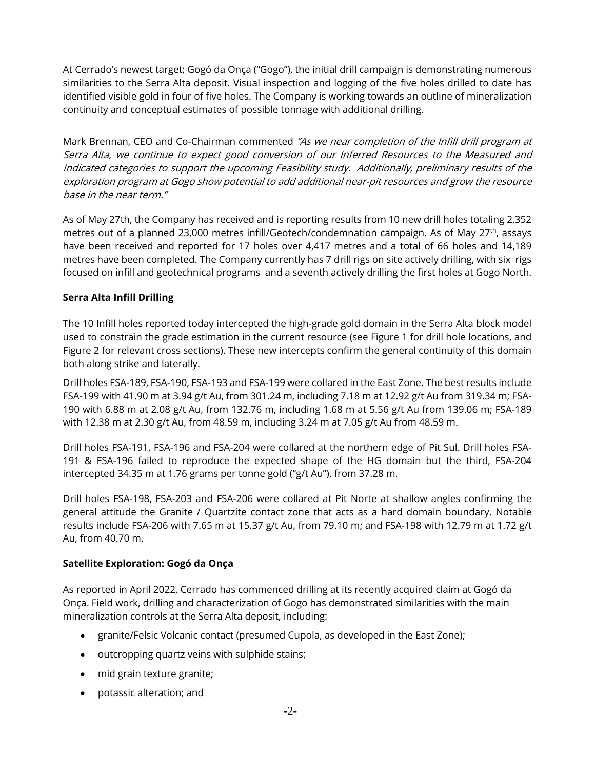At Cerrado's newest target; Gogó da Onça ("Gogo"), the initial drill campaign is demonstrating numerous similarities to the Serra Alta deposit. Visual inspection and logging of the five holes drilled to date has identified visible gold in four of five holes. The Company is working towards an outline of mineralization continuity and conceptual estimates of possible tonnage with additional drilling.

Mark Brennan, CEO and Co-Chairman commented *"As we near completion of the Infill drill program at Serra Alta, we continue to expect good conversion of our Inferred Resources to the Measured and Indicated categories to support the upcoming Feasibility study. Additionally, preliminary results of the exploration program at Gogo show potential to add additional near-pit resources and grow the resource base in the near term."*

As of May 27th, the Company has received and is reporting results from 10 new drill holes totaling 2,352 metres out of a planned 23,000 metres infill/Geotech/condemnation campaign. As of May 27th, assays have been received and reported for 17 holes over 4,417 metres and a total of 66 holes and 14,189 metres have been completed. The Company currently has 7 drill rigs on site actively drilling, with six rigs focused on infill and geotechnical programs and a seventh actively drilling the first holes at Gogo North.

**Serra Alta Infill Drilling**

The 10 Infill holes reported today intercepted the high-grade gold domain in the Serra Alta block model used to constrain the grade estimation in the current resource (see Figure 1 for drill hole locations, and Figure 2 for relevant cross sections). These new intercepts confirm the general continuity of this domain both along strike and laterally.

Drill holes FSA-189, FSA-190, FSA-193 and FSA-199 were collared in the East Zone. The best results include FSA-199 with 41.90 m at 3.94 g/t Au, from 301.24 m, including 7.18 m at 12.92 g/t Au from 319.34 m; FSA-190 with 6.88 m at 2.08 g/t Au, from 132.76 m, including 1.68 m at 5.56 g/t Au from 139.06 m; FSA-189 with 12.38 m at 2.30 g/t Au, from 48.59 m, including 3.24 m at 7.05 g/t Au from 48.59 m.

Drill holes FSA-191, FSA-196 and FSA-204 were collared at the northern edge of Pit Sul. Drill holes FSA-191 & FSA-196 failed to reproduce the expected shape of the HG domain but the third, FSA-204 intercepted 34.35 m at 1.76 grams per tonne gold ("g/t Au"), from 37.28 m.

Drill holes FSA-198, FSA-203 and FSA-206 were collared at Pit Norte at shallow angles confirming the general attitude the Granite / Quartzite contact zone that acts as a hard domain boundary. Notable results include FSA-206 with 7.65 m at 15.37 g/t Au, from 79.10 m; and FSA-198 with 12.79 m at 1.72 g/t Au, from 40.70 m.

**Satellite Exploration: Gogó da Onça**

As reported in April 2022, Cerrado has commenced drilling at its recently acquired claim at Gogó da Onça. Field work, drilling and characterization of Gogo has demonstrated similarities with the main mineralization controls at the Serra Alta deposit, including:

- granite/Felsic Volcanic contact (presumed Cupola, as developed in the East Zone);
- outcropping quartz veins with sulphide stains;
- mid grain texture granite;
- potassic alteration; and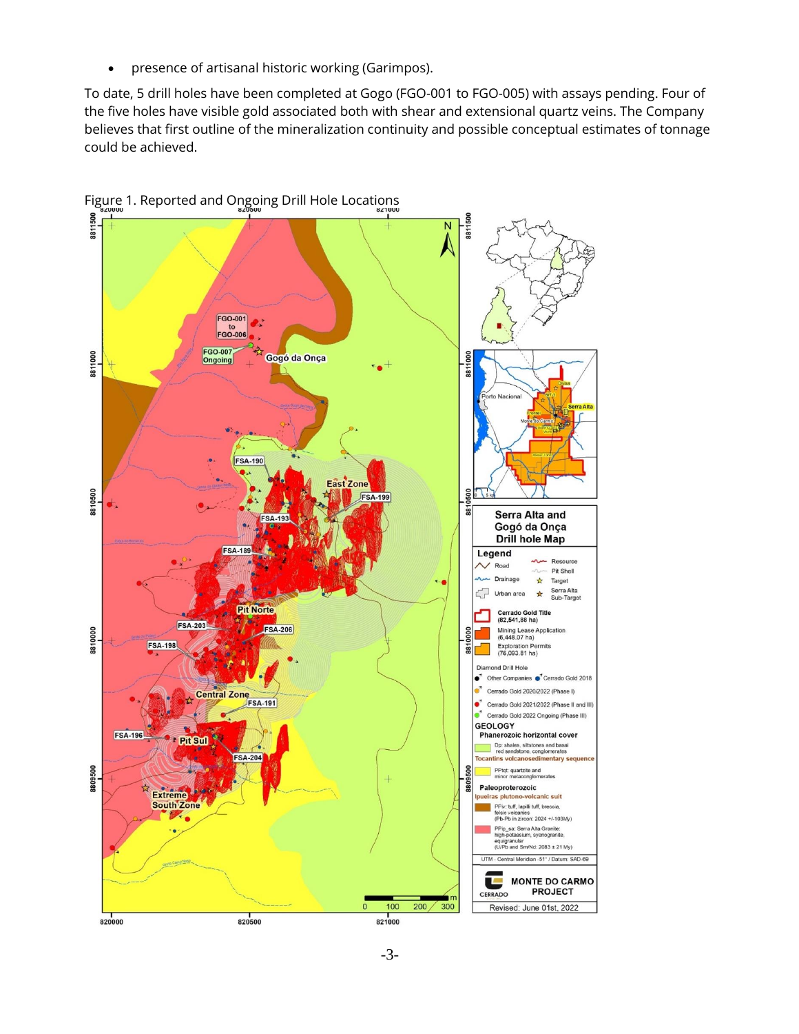- presence of artisanal historic working (Garimpos).

To date, 5 drill holes have been completed at Gogo (FGO-001 to FGO-005) with assays pending. Four of the five holes have visible gold associated both with shear and extensional quartz veins. The Company believes that first outline of the mineralization continuity and possible conceptual estimates of tonnage could be achieved.

Figure 1. Reported and Ongoing Drill Hole Locations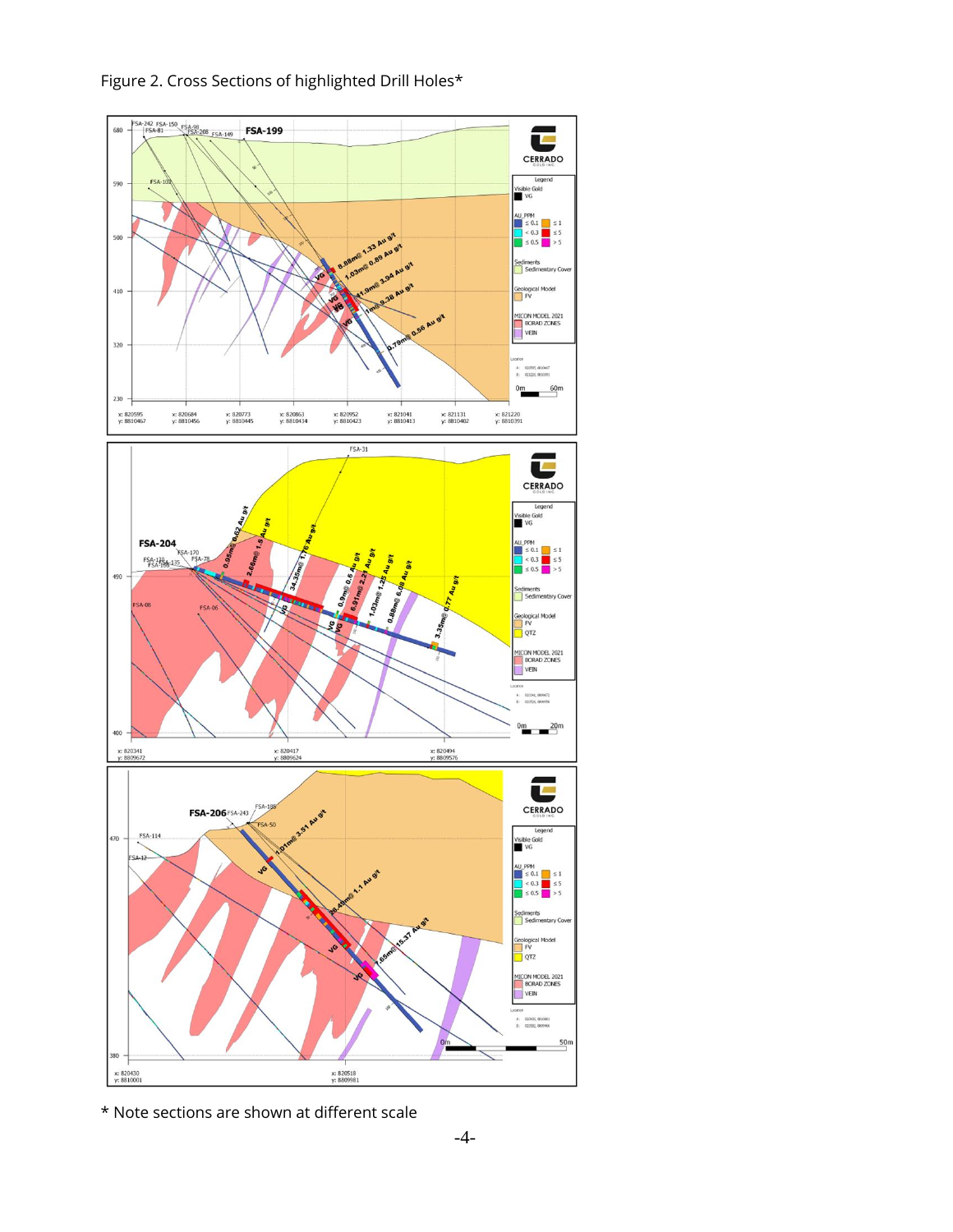Figure 2. Cross Sections of highlighted Drill Holes*

\* Note sections are shown at different scale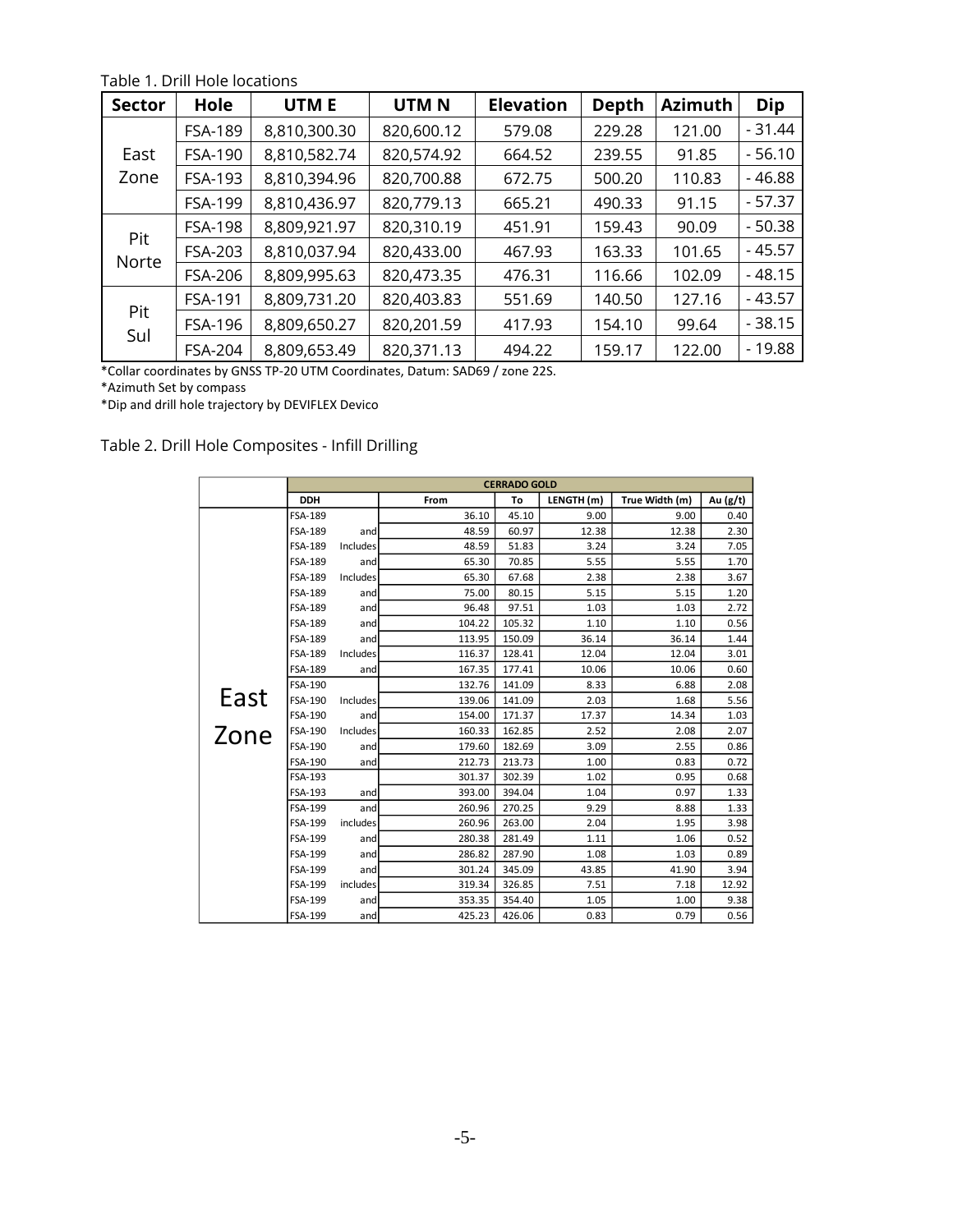Table 1. Drill Hole locations

| Sector | Hole | UTM E | UTM N | Elevation | Depth | Azimuth | Dip |
|---|---|---|---|---|---|---|---|
| East Zone | FSA-189 | 8,810,300.30 | 820,600.12 | 579.08 | 229.28 | 121.00 | - 31.44 |
| | FSA-190 | 8,810,582.74 | 820,574.92 | 664.52 | 239.55 | 91.85 | - 56.10 |
| | FSA-193 | 8,810,394.96 | 820,700.88 | 672.75 | 500.20 | 110.83 | - 46.88 |
| | FSA-199 | 8,810,436.97 | 820,779.13 | 665.21 | 490.33 | 91.15 | - 57.37 |
| Pit Norte | FSA-198 | 8,809,921.97 | 820,310.19 | 451.91 | 159.43 | 90.09 | - 50.38 |
| | FSA-203 | 8,810,037.94 | 820,433.00 | 467.93 | 163.33 | 101.65 | - 45.57 |
| | FSA-206 | 8,809,995.63 | 820,473.35 | 476.31 | 116.66 | 102.09 | - 48.15 |
| Pit Sul | FSA-191 | 8,809,731.20 | 820,403.83 | 551.69 | 140.50 | 127.16 | - 43.57 |
| | FSA-196 | 8,809,650.27 | 820,201.59 | 417.93 | 154.10 | 99.64 | - 38.15 |
| | FSA-204 | 8,809,653.49 | 820,371.13 | 494.22 | 159.17 | 122.00 | - 19.88 |

*Collar coordinates by GNSS TP-20 UTM Coordinates, Datum: SAD69 / zone 22S.

*Azimuth Set by compass

*Dip and drill hole trajectory by DEVIFLEX Devico

Table 2. Drill Hole Composites - Infill Drilling

| | CERRADO GOLD | | | | | | |
|---|---|---|---|---|---|---|---|
| | DDH | | From | To | LENGTH (m) | True Width (m) | Au (g/t) |
| East Zone | FSA-189 | | 36.10 | 45.10 | 9.00 | 9.00 | 0.40 |
| | FSA-189 | and | 48.59 | 60.97 | 12.38 | 12.38 | 2.30 |
| | FSA-189 | Includes | 48.59 | 51.83 | 3.24 | 3.24 | 7.05 |
| | FSA-189 | and | 65.30 | 70.85 | 5.55 | 5.55 | 1.70 |
| | FSA-189 | Includes | 65.30 | 67.68 | 2.38 | 2.38 | 3.67 |
| | FSA-189 | and | 75.00 | 80.15 | 5.15 | 5.15 | 1.20 |
| | FSA-189 | and | 96.48 | 97.51 | 1.03 | 1.03 | 2.72 |
| | FSA-189 | and | 104.22 | 105.32 | 1.10 | 1.10 | 0.56 |
| | FSA-189 | and | 113.95 | 150.09 | 36.14 | 36.14 | 1.44 |
| | FSA-189 | Includes | 116.37 | 128.41 | 12.04 | 12.04 | 3.01 |
| | FSA-189 | and | 167.35 | 177.41 | 10.06 | 10.06 | 0.60 |
| | FSA-190 | | 132.76 | 141.09 | 8.33 | 6.88 | 2.08 |
| | FSA-190 | Includes | 139.06 | 141.09 | 2.03 | 1.68 | 5.56 |
| | FSA-190 | and | 154.00 | 171.37 | 17.37 | 14.34 | 1.03 |
| | FSA-190 | Includes | 160.33 | 162.85 | 2.52 | 2.08 | 2.07 |
| | FSA-190 | and | 179.60 | 182.69 | 3.09 | 2.55 | 0.86 |
| | FSA-190 | and | 212.73 | 213.73 | 1.00 | 0.83 | 0.72 |
| | FSA-193 | | 301.37 | 302.39 | 1.02 | 0.95 | 0.68 |
| | FSA-193 | and | 393.00 | 394.04 | 1.04 | 0.97 | 1.33 |
| | FSA-199 | and | 260.96 | 270.25 | 9.29 | 8.88 | 1.33 |
| | FSA-199 | includes | 260.96 | 263.00 | 2.04 | 1.95 | 3.98 |
| | FSA-199 | and | 280.38 | 281.49 | 1.11 | 1.06 | 0.52 |
| | FSA-199 | and | 286.82 | 287.90 | 1.08 | 1.03 | 0.89 |
| | FSA-199 | and | 301.24 | 345.09 | 43.85 | 41.90 | 3.94 |
| | FSA-199 | includes | 319.34 | 326.85 | 7.51 | 7.18 | 12.92 |
| | FSA-199 | and | 353.35 | 354.40 | 1.05 | 1.00 | 9.38 |
| | FSA-199 | and | 425.23 | 426.06 | 0.83 | 0.79 | 0.56 |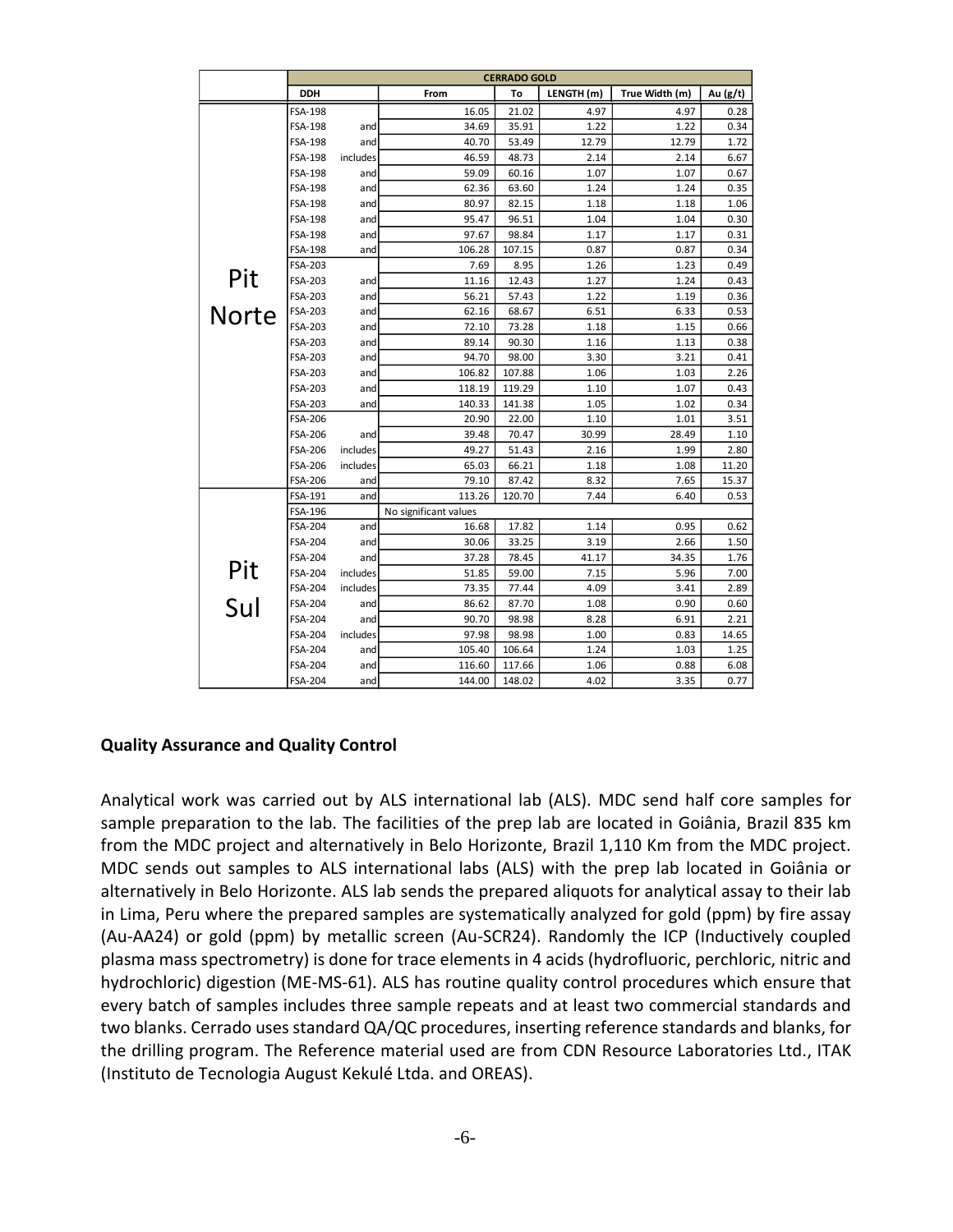| | CERRADO GOLD | | | | | | |
|---|---|---|---|---|---|---|---|
| | DDH | | From | To | LENGTH (m) | True Width (m) | Au (g/t) |
| Pit Norte | FSA-198 | | 16.05 | 21.02 | 4.97 | 4.97 | 0.28 |
| | FSA-198 | and | 34.69 | 35.91 | 1.22 | 1.22 | 0.34 |
| | FSA-198 | and | 40.70 | 53.49 | 12.79 | 12.79 | 1.72 |
| | FSA-198 | includes | 46.59 | 48.73 | 2.14 | 2.14 | 6.67 |
| | FSA-198 | and | 59.09 | 60.16 | 1.07 | 1.07 | 0.67 |
| | FSA-198 | and | 62.36 | 63.60 | 1.24 | 1.24 | 0.35 |
| | FSA-198 | and | 80.97 | 82.15 | 1.18 | 1.18 | 1.06 |
| | FSA-198 | and | 95.47 | 96.51 | 1.04 | 1.04 | 0.30 |
| | FSA-198 | and | 97.67 | 98.84 | 1.17 | 1.17 | 0.31 |
| | FSA-198 | and | 106.28 | 107.15 | 0.87 | 0.87 | 0.34 |
| | FSA-203 | | 7.69 | 8.95 | 1.26 | 1.23 | 0.49 |
| | FSA-203 | and | 11.16 | 12.43 | 1.27 | 1.24 | 0.43 |
| | FSA-203 | and | 56.21 | 57.43 | 1.22 | 1.19 | 0.36 |
| | FSA-203 | and | 62.16 | 68.67 | 6.51 | 6.33 | 0.53 |
| | FSA-203 | and | 72.10 | 73.28 | 1.18 | 1.15 | 0.66 |
| | FSA-203 | and | 89.14 | 90.30 | 1.16 | 1.13 | 0.38 |
| | FSA-203 | and | 94.70 | 98.00 | 3.30 | 3.21 | 0.41 |
| | FSA-203 | and | 106.82 | 107.88 | 1.06 | 1.03 | 2.26 |
| | FSA-203 | and | 118.19 | 119.29 | 1.10 | 1.07 | 0.43 |
| | FSA-203 | and | 140.33 | 141.38 | 1.05 | 1.02 | 0.34 |
| | FSA-206 | | 20.90 | 22.00 | 1.10 | 1.01 | 3.51 |
| | FSA-206 | and | 39.48 | 70.47 | 30.99 | 28.49 | 1.10 |
| | FSA-206 | includes | 49.27 | 51.43 | 2.16 | 1.99 | 2.80 |
| | FSA-206 | includes | 65.03 | 66.21 | 1.18 | 1.08 | 11.20 |
| | FSA-206 | and | 79.10 | 87.42 | 8.32 | 7.65 | 15.37 |
| Pit Sul | FSA-191 | and | 113.26 | 120.70 | 7.44 | 6.40 | 0.53 |
| | FSA-196 | | No significant values | | | | |
| | FSA-204 | and | 16.68 | 17.82 | 1.14 | 0.95 | 0.62 |
| | FSA-204 | and | 30.06 | 33.25 | 3.19 | 2.66 | 1.50 |
| | FSA-204 | and | 37.28 | 78.45 | 41.17 | 34.35 | 1.76 |
| | FSA-204 | includes | 51.85 | 59.00 | 7.15 | 5.96 | 7.00 |
| | FSA-204 | includes | 73.35 | 77.44 | 4.09 | 3.41 | 2.89 |
| | FSA-204 | and | 86.62 | 87.70 | 1.08 | 0.90 | 0.60 |
| | FSA-204 | and | 90.70 | 98.98 | 8.28 | 6.91 | 2.21 |
| | FSA-204 | includes | 97.98 | 98.98 | 1.00 | 0.83 | 14.65 |
| | FSA-204 | and | 105.40 | 106.64 | 1.24 | 1.03 | 1.25 |
| | FSA-204 | and | 116.60 | 117.66 | 1.06 | 0.88 | 6.08 |
| | FSA-204 | and | 144.00 | 148.02 | 4.02 | 3.35 | 0.77 |

**Quality Assurance and Quality Control**

Analytical work was carried out by ALS international lab (ALS). MDC send half core samples for sample preparation to the lab. The facilities of the prep lab are located in Goiânia, Brazil 835 km from the MDC project and alternatively in Belo Horizonte, Brazil 1,110 Km from the MDC project. MDC sends out samples to ALS international labs (ALS) with the prep lab located in Goiânia or alternatively in Belo Horizonte. ALS lab sends the prepared aliquots for analytical assay to their lab in Lima, Peru where the prepared samples are systematically analyzed for gold (ppm) by fire assay (Au-AA24) or gold (ppm) by metallic screen (Au-SCR24). Randomly the ICP (Inductively coupled plasma mass spectrometry) is done for trace elements in 4 acids (hydrofluoric, perchloric, nitric and hydrochloric) digestion (ME-MS-61). ALS has routine quality control procedures which ensure that every batch of samples includes three sample repeats and at least two commercial standards and two blanks. Cerrado uses standard QA/QC procedures, inserting reference standards and blanks, for the drilling program. The Reference material used are from CDN Resource Laboratories Ltd., ITAK (Instituto de Tecnologia August Kekulé Ltda. and OREAS).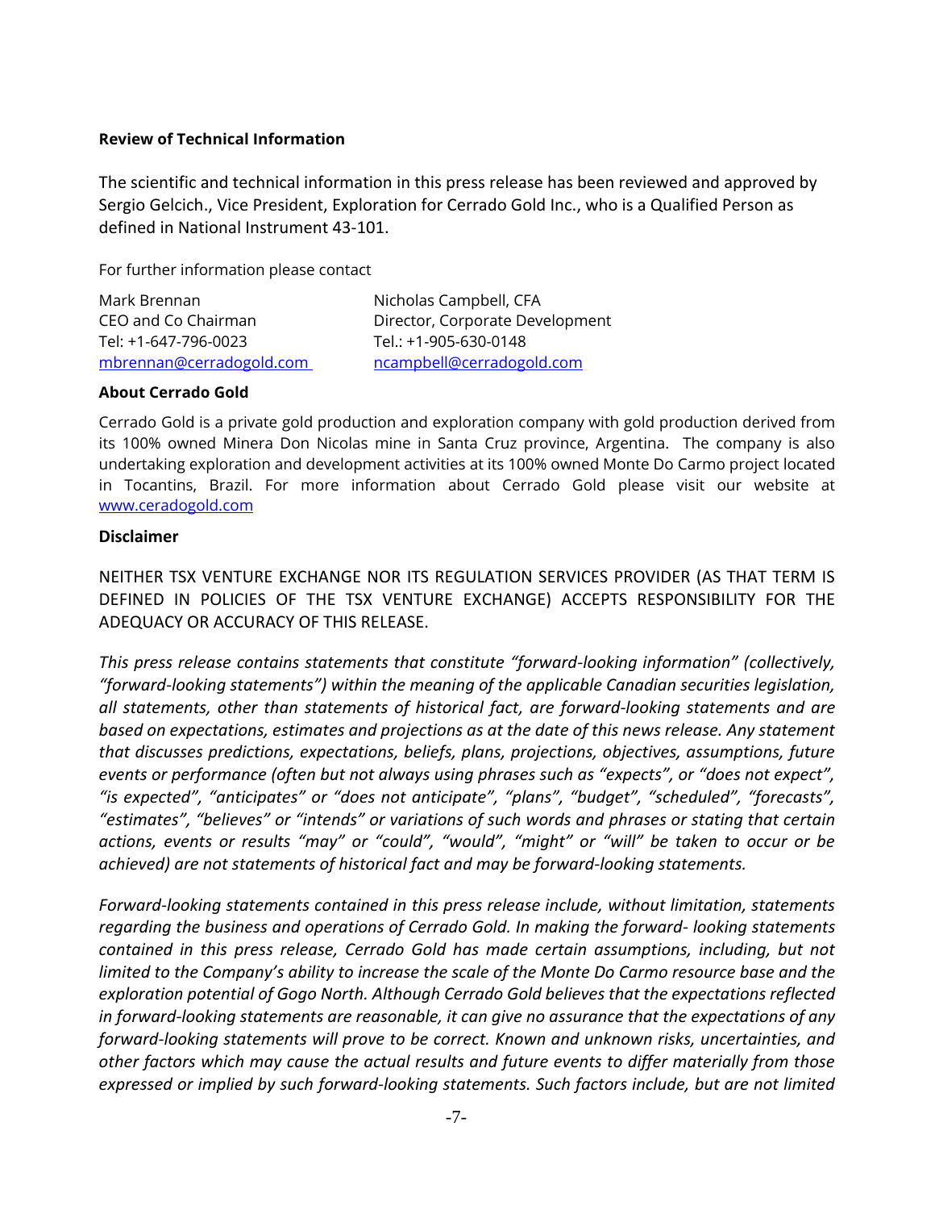**Review of Technical Information**

The scientific and technical information in this press release has been reviewed and approved by Sergio Gelcich., Vice President, Exploration for Cerrado Gold Inc., who is a Qualified Person as defined in National Instrument 43-101.

For further information please contact

| Mark Brennan | Nicholas Campbell, CFA |
|---|---|
| CEO and Co Chairman | Director, Corporate Development |
| Tel: +1-647-796-0023 | Tel.: +1-905-630-0148 |
| mbrennan@cerradogold.com | ncampbell@cerradogold.com |

**About Cerrado Gold**

Cerrado Gold is a private gold production and exploration company with gold production derived from its 100% owned Minera Don Nicolas mine in Santa Cruz province, Argentina. The company is also undertaking exploration and development activities at its 100% owned Monte Do Carmo project located in Tocantins, Brazil. For more information about Cerrado Gold please visit our website at www.ceradogold.com

**Disclaimer**

NEITHER TSX VENTURE EXCHANGE NOR ITS REGULATION SERVICES PROVIDER (AS THAT TERM IS DEFINED IN POLICIES OF THE TSX VENTURE EXCHANGE) ACCEPTS RESPONSIBILITY FOR THE ADEQUACY OR ACCURACY OF THIS RELEASE.

*This press release contains statements that constitute "forward-looking information" (collectively, "forward-looking statements") within the meaning of the applicable Canadian securities legislation, all statements, other than statements of historical fact, are forward-looking statements and are based on expectations, estimates and projections as at the date of this news release. Any statement that discusses predictions, expectations, beliefs, plans, projections, objectives, assumptions, future events or performance (often but not always using phrases such as "expects", or "does not expect", "is expected", "anticipates" or "does not anticipate", "plans", "budget", "scheduled", "forecasts", "estimates", "believes" or "intends" or variations of such words and phrases or stating that certain actions, events or results "may" or "could", "would", "might" or "will" be taken to occur or be achieved) are not statements of historical fact and may be forward-looking statements.*

*Forward-looking statements contained in this press release include, without limitation, statements regarding the business and operations of Cerrado Gold. In making the forward- looking statements contained in this press release, Cerrado Gold has made certain assumptions, including, but not limited to the Company's ability to increase the scale of the Monte Do Carmo resource base and the exploration potential of Gogo North. Although Cerrado Gold believes that the expectations reflected in forward-looking statements are reasonable, it can give no assurance that the expectations of any forward-looking statements will prove to be correct. Known and unknown risks, uncertainties, and other factors which may cause the actual results and future events to differ materially from those expressed or implied by such forward-looking statements. Such factors include, but are not limited*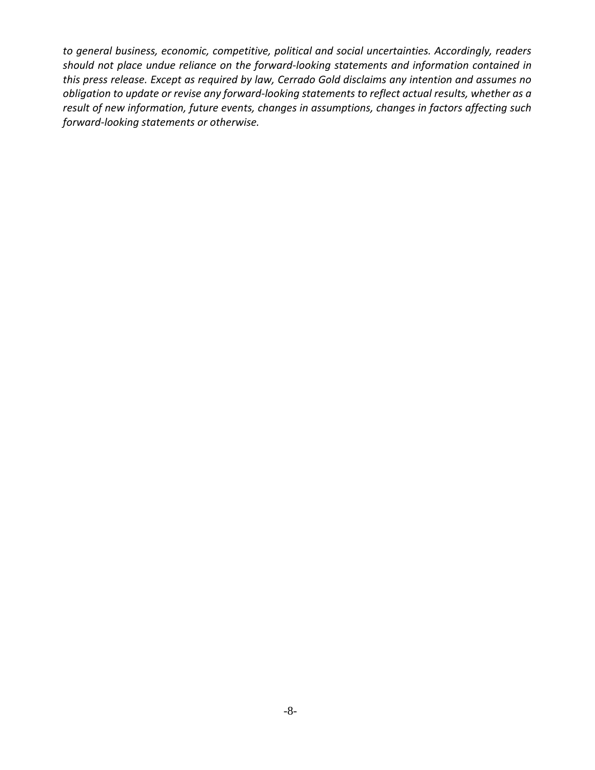*to general business, economic, competitive, political and social uncertainties. Accordingly, readers should not place undue reliance on the forward-looking statements and information contained in this press release. Except as required by law, Cerrado Gold disclaims any intention and assumes no obligation to update or revise any forward-looking statements to reflect actual results, whether as a result of new information, future events, changes in assumptions, changes in factors affecting such forward-looking statements or otherwise.*